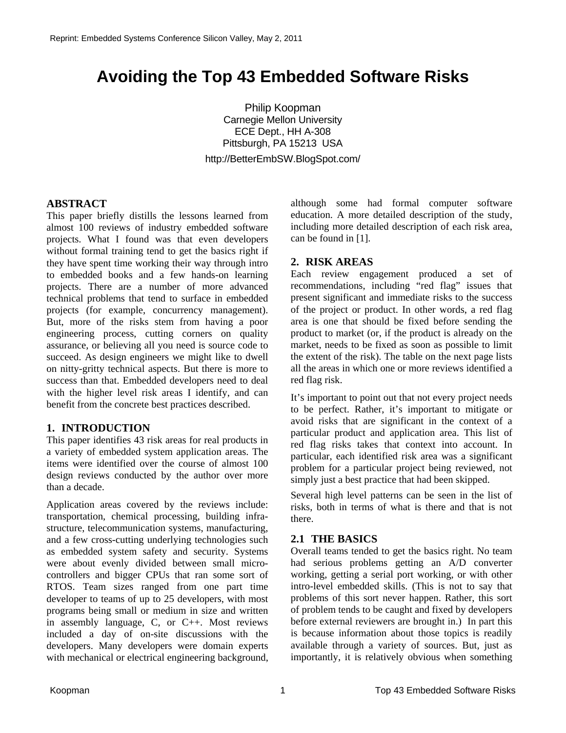# Avoiding the Top 43 Embedded Software Risks

Philip Koopman
Carnegie Mellon University
ECE Dept., HH A-308
Pittsburgh, PA 15213 USA

http://BetterEmbSW.BlogSpot.com/

## ABSTRACT

This paper briefly distills the lessons learned from almost 100 reviews of industry embedded software projects. What I found was that even developers without formal training tend to get the basics right if they have spent time working their way through intro to embedded books and a few hands-on learning projects. There are a number of more advanced technical problems that tend to surface in embedded projects (for example, concurrency management). But, more of the risks stem from having a poor engineering process, cutting corners on quality assurance, or believing all you need is source code to succeed. As design engineers we might like to dwell on nitty-gritty technical aspects. But there is more to success than that. Embedded developers need to deal with the higher level risk areas I identify, and can benefit from the concrete best practices described.

## 1. INTRODUCTION

This paper identifies 43 risk areas for real products in a variety of embedded system application areas. The items were identified over the course of almost 100 design reviews conducted by the author over more than a decade.

Application areas covered by the reviews include: transportation, chemical processing, building infrastructure, telecommunication systems, manufacturing, and a few cross-cutting underlying technologies such as embedded system safety and security. Systems were about evenly divided between small microcontrollers and bigger CPUs that ran some sort of RTOS. Team sizes ranged from one part time developer to teams of up to 25 developers, with most programs being small or medium in size and written in assembly language, C, or C++. Most reviews included a day of on-site discussions with the developers. Many developers were domain experts with mechanical or electrical engineering background, although some had formal computer software education. A more detailed description of the study, including more detailed description of each risk area, can be found in [1].

## 2. RISK AREAS

Each review engagement produced a set of recommendations, including “red flag” issues that present significant and immediate risks to the success of the project or product. In other words, a red flag area is one that should be fixed before sending the product to market (or, if the product is already on the market, needs to be fixed as soon as possible to limit the extent of the risk). The table on the next page lists all the areas in which one or more reviews identified a red flag risk.

It’s important to point out that not every project needs to be perfect. Rather, it’s important to mitigate or avoid risks that are significant in the context of a particular product and application area. This list of red flag risks takes that context into account. In particular, each identified risk area was a significant problem for a particular project being reviewed, not simply just a best practice that had been skipped.

Several high level patterns can be seen in the list of risks, both in terms of what is there and that is not there.

### 2.1 THE BASICS

Overall teams tended to get the basics right. No team had serious problems getting an A/D converter working, getting a serial port working, or with other intro-level embedded skills. (This is not to say that problems of this sort never happen. Rather, this sort of problem tends to be caught and fixed by developers before external reviewers are brought in.) In part this is because information about those topics is readily available through a variety of sources. But, just as importantly, it is relatively obvious when something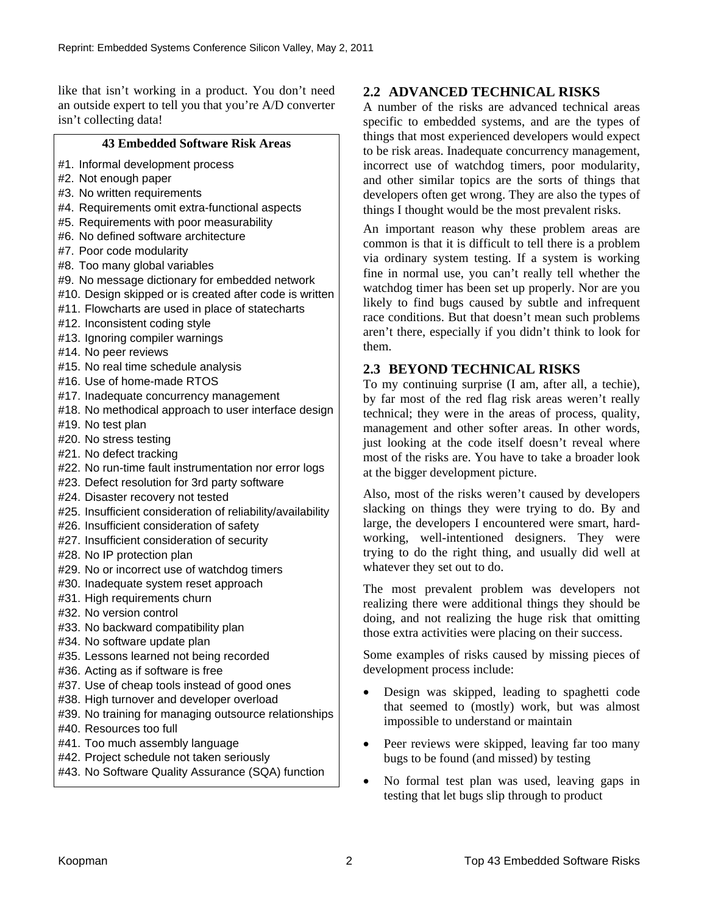like that isn't working in a product. You don't need an outside expert to tell you that you're A/D converter isn't collecting data!

**43 Embedded Software Risk Areas**

- #1. Informal development process
- #2. Not enough paper
- #3. No written requirements
- #4. Requirements omit extra-functional aspects
- #5. Requirements with poor measurability
- #6. No defined software architecture
- #7. Poor code modularity
- #8. Too many global variables
- #9. No message dictionary for embedded network
- #10. Design skipped or is created after code is written
- #11. Flowcharts are used in place of statecharts
- #12. Inconsistent coding style
- #13. Ignoring compiler warnings
- #14. No peer reviews
- #15. No real time schedule analysis
- #16. Use of home-made RTOS
- #17. Inadequate concurrency management
- #18. No methodical approach to user interface design
- #19. No test plan
- #20. No stress testing
- #21. No defect tracking
- #22. No run-time fault instrumentation nor error logs
- #23. Defect resolution for 3rd party software
- #24. Disaster recovery not tested
- #25. Insufficient consideration of reliability/availability
- #26. Insufficient consideration of safety
- #27. Insufficient consideration of security
- #28. No IP protection plan
- #29. No or incorrect use of watchdog timers
- #30. Inadequate system reset approach
- #31. High requirements churn
- #32. No version control
- #33. No backward compatibility plan
- #34. No software update plan
- #35. Lessons learned not being recorded
- #36. Acting as if software is free
- #37. Use of cheap tools instead of good ones
- #38. High turnover and developer overload
- #39. No training for managing outsource relationships
- #40. Resources too full
- #41. Too much assembly language
- #42. Project schedule not taken seriously
- #43. No Software Quality Assurance (SQA) function

## 2.2 ADVANCED TECHNICAL RISKS

A number of the risks are advanced technical areas specific to embedded systems, and are the types of things that most experienced developers would expect to be risk areas. Inadequate concurrency management, incorrect use of watchdog timers, poor modularity, and other similar topics are the sorts of things that developers often get wrong. They are also the types of things I thought would be the most prevalent risks.

An important reason why these problem areas are common is that it is difficult to tell there is a problem via ordinary system testing. If a system is working fine in normal use, you can't really tell whether the watchdog timer has been set up properly. Nor are you likely to find bugs caused by subtle and infrequent race conditions. But that doesn't mean such problems aren't there, especially if you didn't think to look for them.

## 2.3 BEYOND TECHNICAL RISKS

To my continuing surprise (I am, after all, a techie), by far most of the red flag risk areas weren't really technical; they were in the areas of process, quality, management and other softer areas. In other words, just looking at the code itself doesn't reveal where most of the risks are. You have to take a broader look at the bigger development picture.

Also, most of the risks weren't caused by developers slacking on things they were trying to do. By and large, the developers I encountered were smart, hard-working, well-intentioned designers. They were trying to do the right thing, and usually did well at whatever they set out to do.

The most prevalent problem was developers not realizing there were additional things they should be doing, and not realizing the huge risk that omitting those extra activities were placing on their success.

Some examples of risks caused by missing pieces of development process include:

- Design was skipped, leading to spaghetti code that seemed to (mostly) work, but was almost impossible to understand or maintain
- Peer reviews were skipped, leaving far too many bugs to be found (and missed) by testing
- No formal test plan was used, leaving gaps in testing that let bugs slip through to product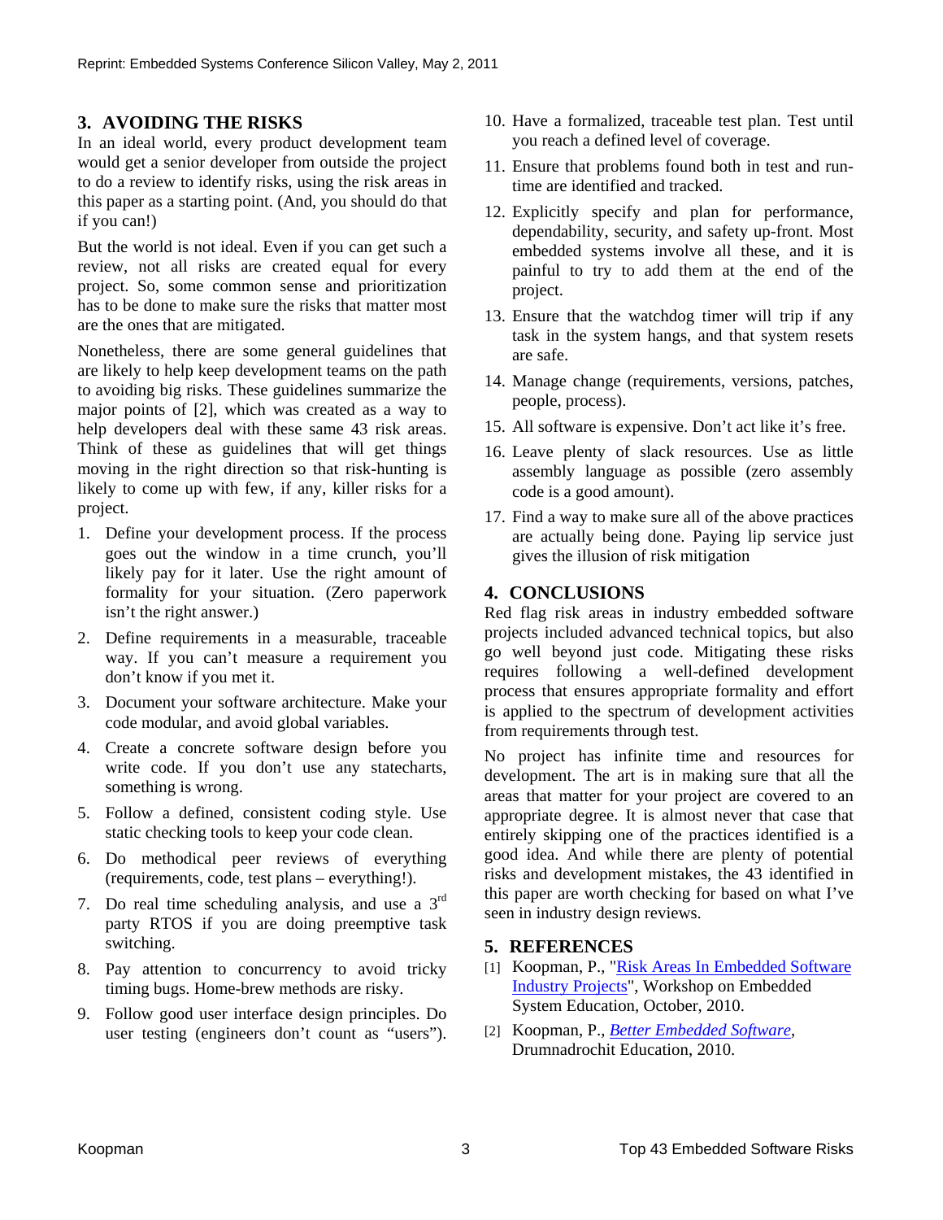## 3. AVOIDING THE RISKS

In an ideal world, every product development team would get a senior developer from outside the project to do a review to identify risks, using the risk areas in this paper as a starting point. (And, you should do that if you can!)

But the world is not ideal. Even if you can get such a review, not all risks are created equal for every project. So, some common sense and prioritization has to be done to make sure the risks that matter most are the ones that are mitigated.

Nonetheless, there are some general guidelines that are likely to help keep development teams on the path to avoiding big risks. These guidelines summarize the major points of [2], which was created as a way to help developers deal with these same 43 risk areas. Think of these as guidelines that will get things moving in the right direction so that risk-hunting is likely to come up with few, if any, killer risks for a project.

1. Define your development process. If the process goes out the window in a time crunch, you'll likely pay for it later. Use the right amount of formality for your situation. (Zero paperwork isn't the right answer.)
2. Define requirements in a measurable, traceable way. If you can't measure a requirement you don't know if you met it.
3. Document your software architecture. Make your code modular, and avoid global variables.
4. Create a concrete software design before you write code. If you don't use any statecharts, something is wrong.
5. Follow a defined, consistent coding style. Use static checking tools to keep your code clean.
6. Do methodical peer reviews of everything (requirements, code, test plans – everything!).
7. Do real time scheduling analysis, and use a 3rd party RTOS if you are doing preemptive task switching.
8. Pay attention to concurrency to avoid tricky timing bugs. Home-brew methods are risky.
9. Follow good user interface design principles. Do user testing (engineers don't count as "users").
10. Have a formalized, traceable test plan. Test until you reach a defined level of coverage.
11. Ensure that problems found both in test and run-time are identified and tracked.
12. Explicitly specify and plan for performance, dependability, security, and safety up-front. Most embedded systems involve all these, and it is painful to try to add them at the end of the project.
13. Ensure that the watchdog timer will trip if any task in the system hangs, and that system resets are safe.
14. Manage change (requirements, versions, patches, people, process).
15. All software is expensive. Don't act like it's free.
16. Leave plenty of slack resources. Use as little assembly language as possible (zero assembly code is a good amount).
17. Find a way to make sure all of the above practices are actually being done. Paying lip service just gives the illusion of risk mitigation

## 4. CONCLUSIONS

Red flag risk areas in industry embedded software projects included advanced technical topics, but also go well beyond just code. Mitigating these risks requires following a well-defined development process that ensures appropriate formality and effort is applied to the spectrum of development activities from requirements through test.

No project has infinite time and resources for development. The art is in making sure that all the areas that matter for your project are covered to an appropriate degree. It is almost never that case that entirely skipping one of the practices identified is a good idea. And while there are plenty of potential risks and development mistakes, the 43 identified in this paper are worth checking for based on what I've seen in industry design reviews.

## 5. REFERENCES

[1] Koopman, P., "Risk Areas In Embedded Software Industry Projects", Workshop on Embedded System Education, October, 2010.

[2] Koopman, P., *Better Embedded Software*, Drumnadrochit Education, 2010.